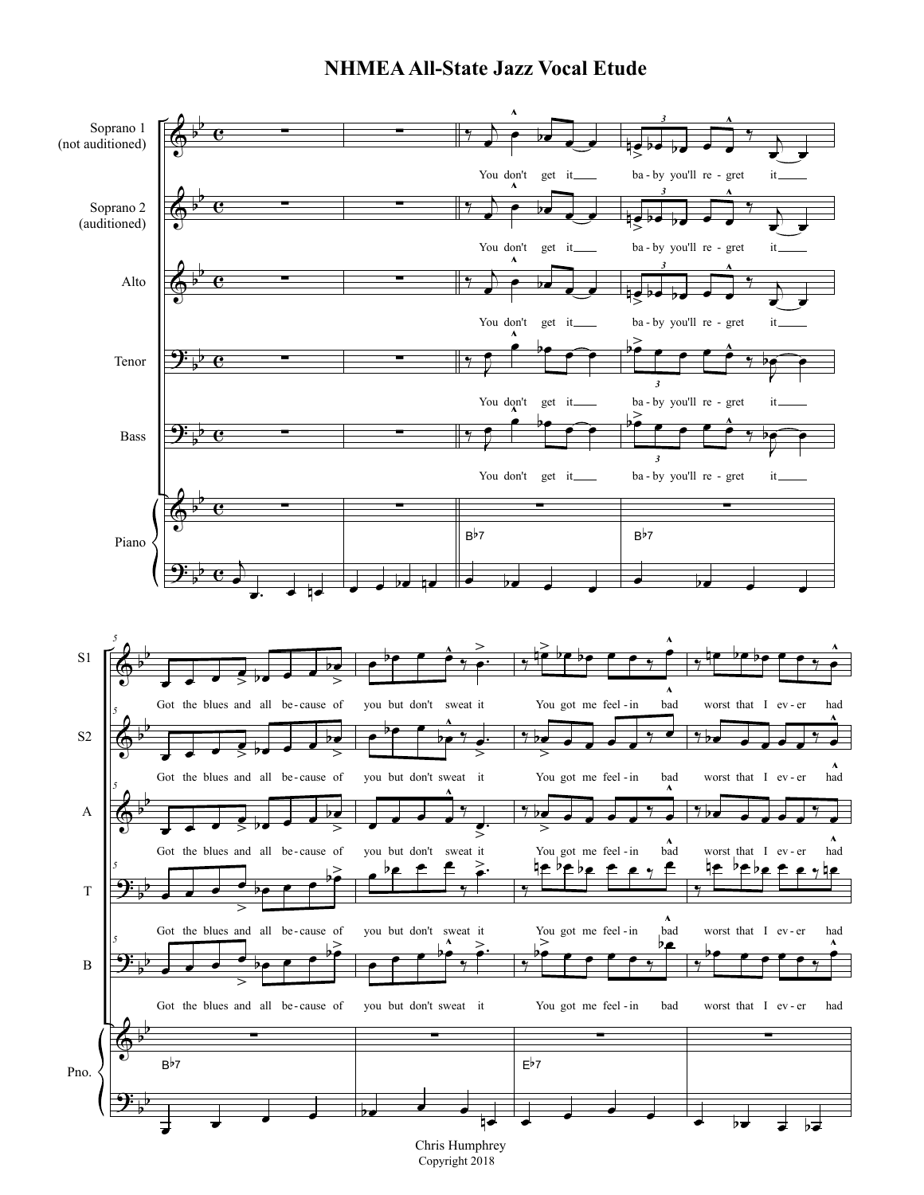# NHMEA All-State Jazz Vocal Etude

Soprano 1 (not auditioned)

Soprano 2 (auditioned)

Alto

Tenor

Bass

Piano

You don't get it ba - by you'll re - gret it

B♭7 B♭7

Got the blues and all be - cause of you but don't sweat it You got me feel - in bad worst that I ev - er had

B♭7 E♭7

Chris Humphrey
Copyright 2018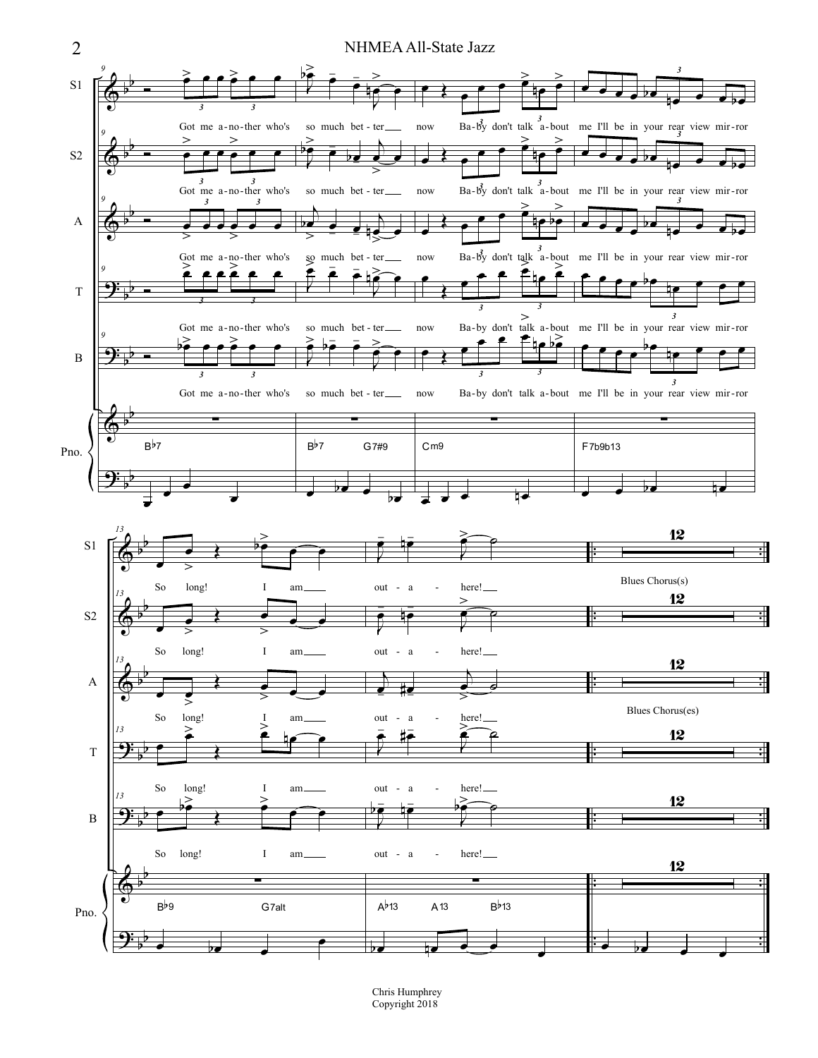S1

Got me a-no-ther who's so much bet-ter now Ba-by don't talk a-bout me I'll be in your rear view mir-ror

S2

Got me a-no-ther who's so much bet-ter now Ba-by don't talk a-bout me I'll be in your rear view mir-ror

A

Got me a-no-ther who's so much bet-ter now Ba-by don't talk a-bout me I'll be in your rear view mir-ror

T

Got me a-no-ther who's so much bet-ter now Ba-by don't talk a-bout me I'll be in your rear view mir-ror

B

Got me a-no-ther who's so much bet-ter now Ba-by don't talk a-bout me I'll be in your rear view mir-ror

Pno.

B♭7 | B♭7 G7#9 | Cm9 | F7b9b13

S1

So long! I am out - a - here!

Blues Chorus(s)

S2

So long! I am out - a - here!

A

So long! I am out - a - here!

Blues Chorus(es)

T

So long! I am out - a - here!

B

So long! I am out - a - here!

Pno.

B♭9 G7alt | A♭13 A13 B♭13

12

Chris Humphrey
Copyright 2018